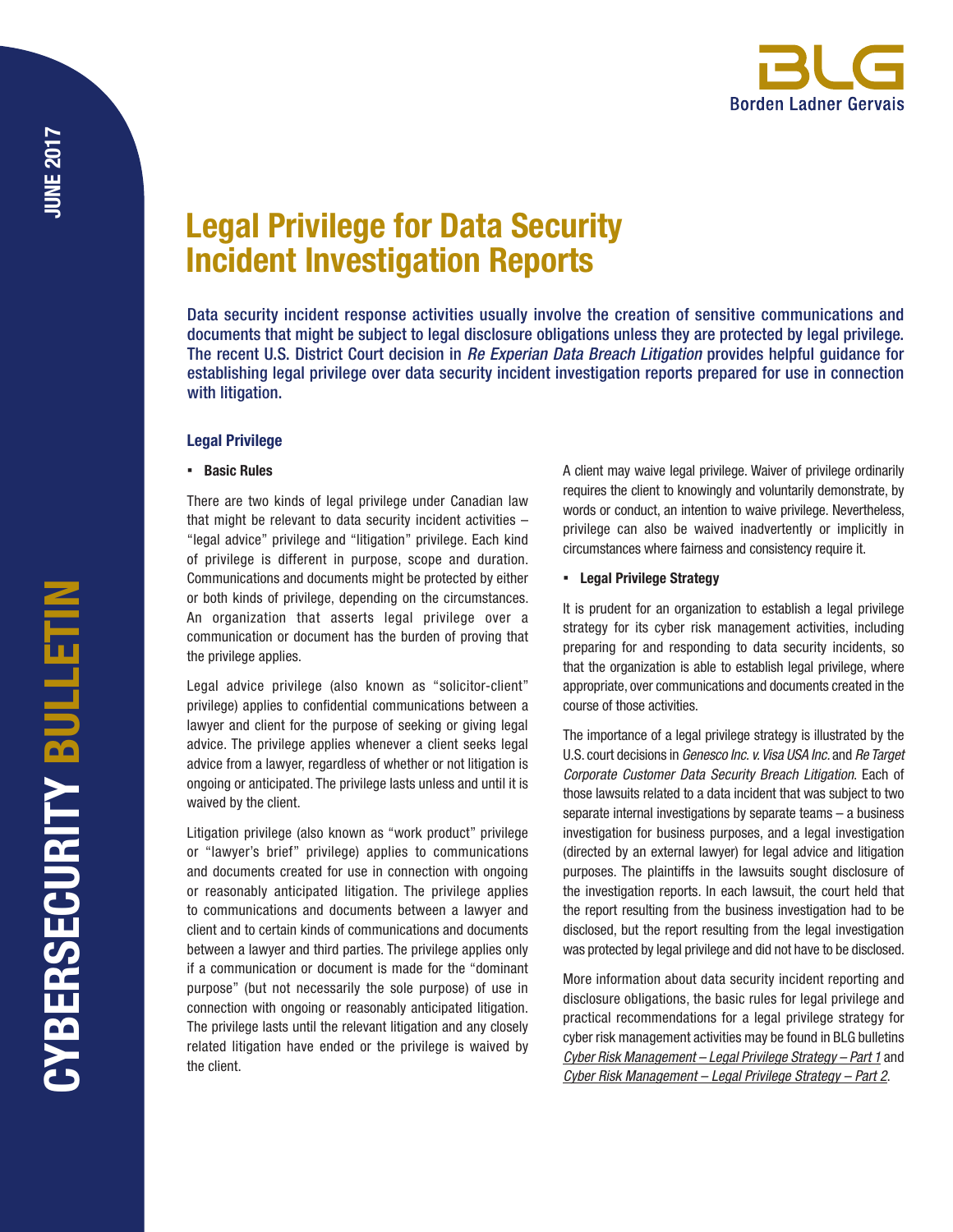# Legal Privilege for Data Security Incident Investigation Reports

Data security incident response activities usually involve the creation of sensitive communications and documents that might be subject to legal disclosure obligations unless they are protected by legal privilege. The recent U.S. District Court decision in *Re Experian Data Breach Litigation* provides helpful guidance for establishing legal privilege over data security incident investigation reports prepared for use in connection with litigation.

## Legal Privilege

- **Basic Rules**

There are two kinds of legal privilege under Canadian law that might be relevant to data security incident activities – "legal advice" privilege and "litigation" privilege. Each kind of privilege is different in purpose, scope and duration. Communications and documents might be protected by either or both kinds of privilege, depending on the circumstances. An organization that asserts legal privilege over a communication or document has the burden of proving that the privilege applies.

Legal advice privilege (also known as "solicitor-client" privilege) applies to confidential communications between a lawyer and client for the purpose of seeking or giving legal advice. The privilege applies whenever a client seeks legal advice from a lawyer, regardless of whether or not litigation is ongoing or anticipated. The privilege lasts unless and until it is waived by the client.

Litigation privilege (also known as "work product" privilege or "lawyer's brief" privilege) applies to communications and documents created for use in connection with ongoing or reasonably anticipated litigation. The privilege applies to communications and documents between a lawyer and client and to certain kinds of communications and documents between a lawyer and third parties. The privilege applies only if a communication or document is made for the "dominant purpose" (but not necessarily the sole purpose) of use in connection with ongoing or reasonably anticipated litigation. The privilege lasts until the relevant litigation and any closely related litigation have ended or the privilege is waived by the client.

A client may waive legal privilege. Waiver of privilege ordinarily requires the client to knowingly and voluntarily demonstrate, by words or conduct, an intention to waive privilege. Nevertheless, privilege can also be waived inadvertently or implicitly in circumstances where fairness and consistency require it.

- **Legal Privilege Strategy**

It is prudent for an organization to establish a legal privilege strategy for its cyber risk management activities, including preparing for and responding to data security incidents, so that the organization is able to establish legal privilege, where appropriate, over communications and documents created in the course of those activities.

The importance of a legal privilege strategy is illustrated by the U.S. court decisions in *Genesco Inc. v. Visa USA Inc.* and *Re Target Corporate Customer Data Security Breach Litigation*. Each of those lawsuits related to a data incident that was subject to two separate internal investigations by separate teams – a business investigation for business purposes, and a legal investigation (directed by an external lawyer) for legal advice and litigation purposes. The plaintiffs in the lawsuits sought disclosure of the investigation reports. In each lawsuit, the court held that the report resulting from the business investigation had to be disclosed, but the report resulting from the legal investigation was protected by legal privilege and did not have to be disclosed.

More information about data security incident reporting and disclosure obligations, the basic rules for legal privilege and practical recommendations for a legal privilege strategy for cyber risk management activities may be found in BLG bulletins *Cyber Risk Management – Legal Privilege Strategy – Part 1* and *Cyber Risk Management – Legal Privilege Strategy – Part 2*.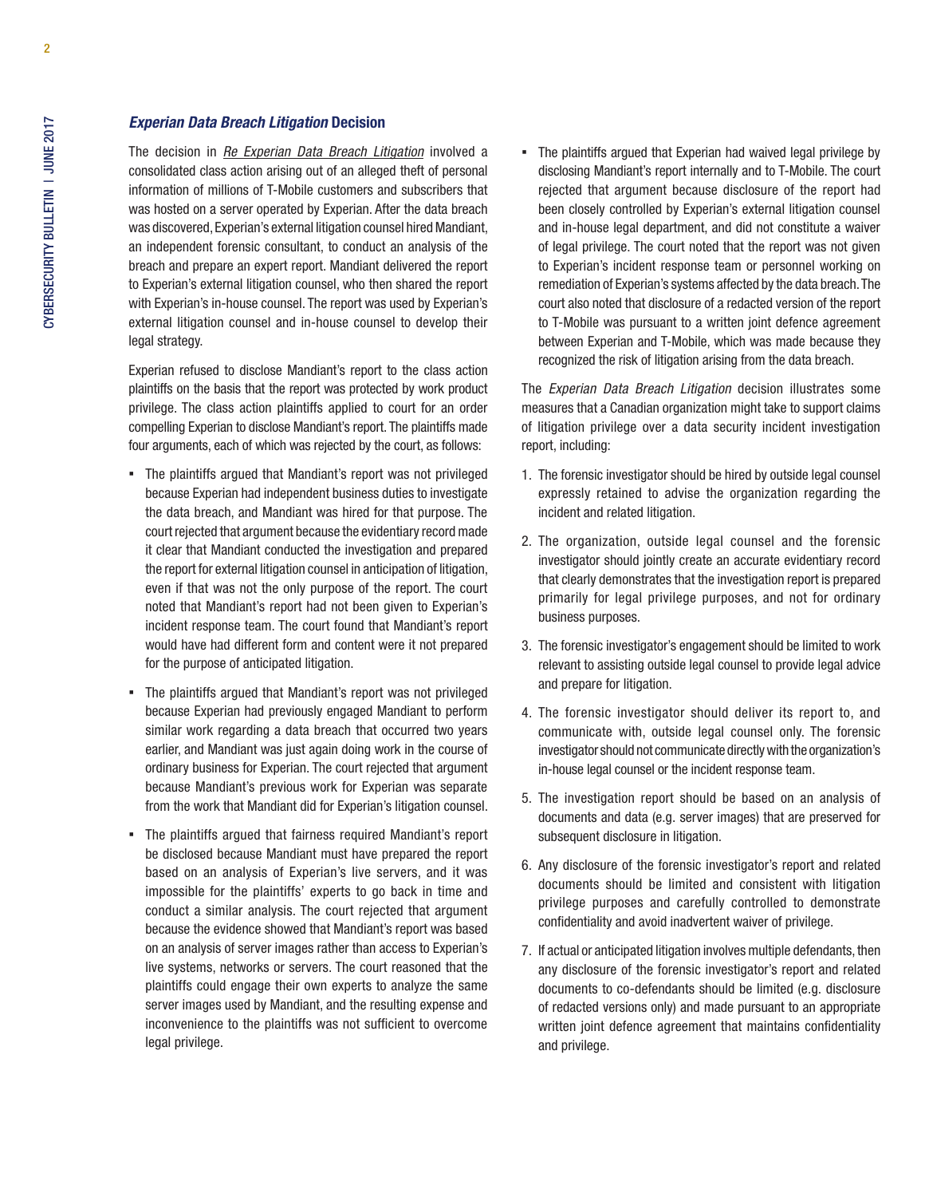### *Experian Data Breach Litigation* Decision

The decision in *Re Experian Data Breach Litigation* involved a consolidated class action arising out of an alleged theft of personal information of millions of T-Mobile customers and subscribers that was hosted on a server operated by Experian. After the data breach was discovered, Experian's external litigation counsel hired Mandiant, an independent forensic consultant, to conduct an analysis of the breach and prepare an expert report. Mandiant delivered the report to Experian's external litigation counsel, who then shared the report with Experian's in-house counsel. The report was used by Experian's external litigation counsel and in-house counsel to develop their legal strategy.

Experian refused to disclose Mandiant's report to the class action plaintiffs on the basis that the report was protected by work product privilege. The class action plaintiffs applied to court for an order compelling Experian to disclose Mandiant's report. The plaintiffs made four arguments, each of which was rejected by the court, as follows:

- The plaintiffs argued that Mandiant's report was not privileged because Experian had independent business duties to investigate the data breach, and Mandiant was hired for that purpose. The court rejected that argument because the evidentiary record made it clear that Mandiant conducted the investigation and prepared the report for external litigation counsel in anticipation of litigation, even if that was not the only purpose of the report. The court noted that Mandiant's report had not been given to Experian's incident response team. The court found that Mandiant's report would have had different form and content were it not prepared for the purpose of anticipated litigation.
- The plaintiffs argued that Mandiant's report was not privileged because Experian had previously engaged Mandiant to perform similar work regarding a data breach that occurred two years earlier, and Mandiant was just again doing work in the course of ordinary business for Experian. The court rejected that argument because Mandiant's previous work for Experian was separate from the work that Mandiant did for Experian's litigation counsel.
- The plaintiffs argued that fairness required Mandiant's report be disclosed because Mandiant must have prepared the report based on an analysis of Experian's live servers, and it was impossible for the plaintiffs' experts to go back in time and conduct a similar analysis. The court rejected that argument because the evidence showed that Mandiant's report was based on an analysis of server images rather than access to Experian's live systems, networks or servers. The court reasoned that the plaintiffs could engage their own experts to analyze the same server images used by Mandiant, and the resulting expense and inconvenience to the plaintiffs was not sufficient to overcome legal privilege.
- The plaintiffs argued that Experian had waived legal privilege by disclosing Mandiant's report internally and to T-Mobile. The court rejected that argument because disclosure of the report had been closely controlled by Experian's external litigation counsel and in-house legal department, and did not constitute a waiver of legal privilege. The court noted that the report was not given to Experian's incident response team or personnel working on remediation of Experian's systems affected by the data breach. The court also noted that disclosure of a redacted version of the report to T-Mobile was pursuant to a written joint defence agreement between Experian and T-Mobile, which was made because they recognized the risk of litigation arising from the data breach.

The *Experian Data Breach Litigation* decision illustrates some measures that a Canadian organization might take to support claims of litigation privilege over a data security incident investigation report, including:

1. The forensic investigator should be hired by outside legal counsel expressly retained to advise the organization regarding the incident and related litigation.
2. The organization, outside legal counsel and the forensic investigator should jointly create an accurate evidentiary record that clearly demonstrates that the investigation report is prepared primarily for legal privilege purposes, and not for ordinary business purposes.
3. The forensic investigator's engagement should be limited to work relevant to assisting outside legal counsel to provide legal advice and prepare for litigation.
4. The forensic investigator should deliver its report to, and communicate with, outside legal counsel only. The forensic investigator should not communicate directly with the organization's in-house legal counsel or the incident response team.
5. The investigation report should be based on an analysis of documents and data (e.g. server images) that are preserved for subsequent disclosure in litigation.
6. Any disclosure of the forensic investigator's report and related documents should be limited and consistent with litigation privilege purposes and carefully controlled to demonstrate confidentiality and avoid inadvertent waiver of privilege.
7. If actual or anticipated litigation involves multiple defendants, then any disclosure of the forensic investigator's report and related documents to co-defendants should be limited (e.g. disclosure of redacted versions only) and made pursuant to an appropriate written joint defence agreement that maintains confidentiality and privilege.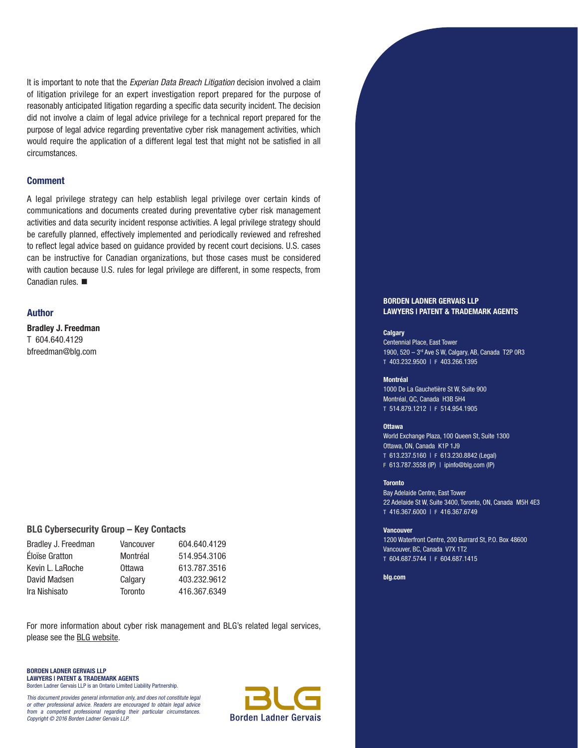It is important to note that the *Experian Data Breach Litigation* decision involved a claim of litigation privilege for an expert investigation report prepared for the purpose of reasonably anticipated litigation regarding a specific data security incident. The decision did not involve a claim of legal advice privilege for a technical report prepared for the purpose of legal advice regarding preventative cyber risk management activities, which would require the application of a different legal test that might not be satisfied in all circumstances.

## Comment

A legal privilege strategy can help establish legal privilege over certain kinds of communications and documents created during preventative cyber risk management activities and data security incident response activities. A legal privilege strategy should be carefully planned, effectively implemented and periodically reviewed and refreshed to reflect legal advice based on guidance provided by recent court decisions. U.S. cases can be instructive for Canadian organizations, but those cases must be considered with caution because U.S. rules for legal privilege are different, in some respects, from Canadian rules. ■

## Author

**Bradley J. Freedman**
T 604.640.4129
bfreedman@blg.com

## BLG Cybersecurity Group – Key Contacts

| | | |
|---|---|---|
| Bradley J. Freedman | Vancouver | 604.640.4129 |
| Éloïse Gratton | Montréal | 514.954.3106 |
| Kevin L. LaRoche | Ottawa | 613.787.3516 |
| David Madsen | Calgary | 403.232.9612 |
| Ira Nishisato | Toronto | 416.367.6349 |

For more information about cyber risk management and BLG's related legal services, please see the BLG website.

**BORDEN LADNER GERVAIS LLP**
**LAWYERS | PATENT & TRADEMARK AGENTS**
Borden Ladner Gervais LLP is an Ontario Limited Liability Partnership.

*This document provides general information only, and does not constitute legal or other professional advice. Readers are encouraged to obtain legal advice from a competent professional regarding their particular circumstances. Copyright © 2016 Borden Ladner Gervais LLP.*

BLG
Borden Ladner Gervais

**BORDEN LADNER GERVAIS LLP**
**LAWYERS | PATENT & TRADEMARK AGENTS**

**Calgary**
Centennial Place, East Tower
1900, 520 – 3rd Ave S W, Calgary, AB, Canada T2P 0R3
T 403.232.9500 | F 403.266.1395

**Montréal**
1000 De La Gauchetière St W, Suite 900
Montréal, QC, Canada H3B 5H4
T 514.879.1212 | F 514.954.1905

**Ottawa**
World Exchange Plaza, 100 Queen St, Suite 1300
Ottawa, ON, Canada K1P 1J9
T 613.237.5160 | F 613.230.8842 (Legal)
F 613.787.3558 (IP) | ipinfo@blg.com (IP)

**Toronto**
Bay Adelaide Centre, East Tower
22 Adelaide St W, Suite 3400, Toronto, ON, Canada M5H 4E3
T 416.367.6000 | F 416.367.6749

**Vancouver**
1200 Waterfront Centre, 200 Burrard St, P.O. Box 48600
Vancouver, BC, Canada V7X 1T2
T 604.687.5744 | F 604.687.1415

**blg.com**